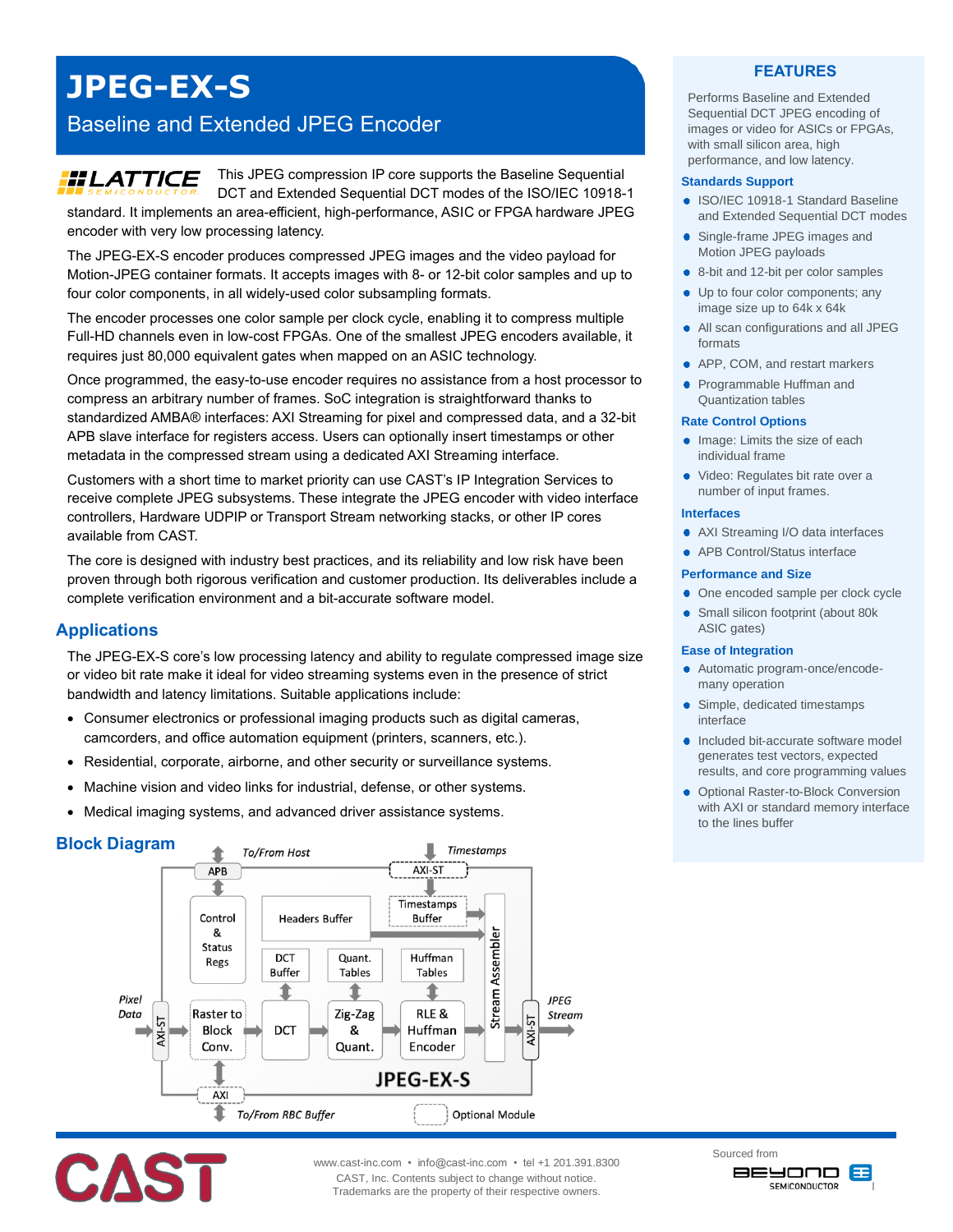# JPEG-EX-S

## Baseline and Extended JPEG Encoder

This JPEG compression IP core supports the Baseline Sequential DCT and Extended Sequential DCT modes of the ISO/IEC 10918-1 standard. It implements an area-efficient, high-performance, ASIC or FPGA hardware JPEG encoder with very low processing latency.

The JPEG-EX-S encoder produces compressed JPEG images and the video payload for Motion-JPEG container formats. It accepts images with 8- or 12-bit color samples and up to four color components, in all widely-used color subsampling formats.

The encoder processes one color sample per clock cycle, enabling it to compress multiple Full-HD channels even in low-cost FPGAs. One of the smallest JPEG encoders available, it requires just 80,000 equivalent gates when mapped on an ASIC technology.

Once programmed, the easy-to-use encoder requires no assistance from a host processor to compress an arbitrary number of frames. SoC integration is straightforward thanks to standardized AMBA® interfaces: AXI Streaming for pixel and compressed data, and a 32-bit APB slave interface for registers access. Users can optionally insert timestamps or other metadata in the compressed stream using a dedicated AXI Streaming interface.

Customers with a short time to market priority can use CAST's IP Integration Services to receive complete JPEG subsystems. These integrate the JPEG encoder with video interface controllers, Hardware UDPIP or Transport Stream networking stacks, or other IP cores available from CAST.

The core is designed with industry best practices, and its reliability and low risk have been proven through both rigorous verification and customer production. Its deliverables include a complete verification environment and a bit-accurate software model.

## Applications

The JPEG-EX-S core's low processing latency and ability to regulate compressed image size or video bit rate make it ideal for video streaming systems even in the presence of strict bandwidth and latency limitations. Suitable applications include:

- Consumer electronics or professional imaging products such as digital cameras, camcorders, and office automation equipment (printers, scanners, etc.).
- Residential, corporate, airborne, and other security or surveillance systems.
- Machine vision and video links for industrial, defense, or other systems.
- Medical imaging systems, and advanced driver assistance systems.

## Block Diagram

## FEATURES

Performs Baseline and Extended Sequential DCT JPEG encoding of images or video for ASICs or FPGAs, with small silicon area, high performance, and low latency.

### Standards Support

- ISO/IEC 10918-1 Standard Baseline and Extended Sequential DCT modes
- Single-frame JPEG images and Motion JPEG payloads
- 8-bit and 12-bit per color samples
- Up to four color components; any image size up to 64k x 64k
- All scan configurations and all JPEG formats
- APP, COM, and restart markers
- Programmable Huffman and Quantization tables

### Rate Control Options

- Image: Limits the size of each individual frame
- Video: Regulates bit rate over a number of input frames.

### Interfaces

- AXI Streaming I/O data interfaces
- APB Control/Status interface

### Performance and Size

- One encoded sample per clock cycle
- Small silicon footprint (about 80k ASIC gates)

### Ease of Integration

- Automatic program-once/encode-many operation
- Simple, dedicated timestamps interface
- Included bit-accurate software model generates test vectors, expected results, and core programming values
- Optional Raster-to-Block Conversion with AXI or standard memory interface to the lines buffer

www.cast-inc.com • info@cast-inc.com • tel +1 201.391.8300
CAST, Inc. Contents subject to change without notice.
Trademarks are the property of their respective owners.

Sourced from BEYOND SEMICONDUCTOR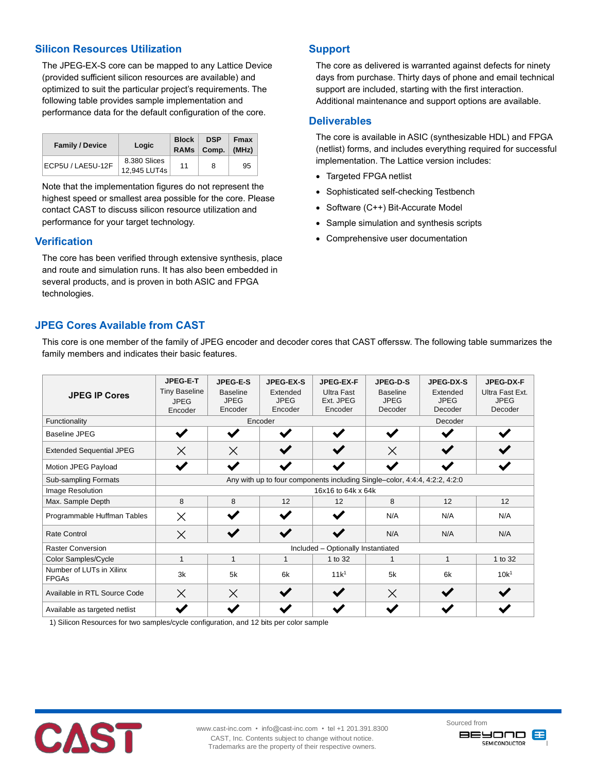## Silicon Resources Utilization

The JPEG-EX-S core can be mapped to any Lattice Device (provided sufficient silicon resources are available) and optimized to suit the particular project's requirements. The following table provides sample implementation and performance data for the default configuration of the core.

| Family / Device | Logic | Block RAMs | DSP Comp. | Fmax (MHz) |
|---|---|---|---|---|
| ECP5U / LAE5U-12F | 8.380 Slices 12,945 LUT4s | 11 | 8 | 95 |

Note that the implementation figures do not represent the highest speed or smallest area possible for the core. Please contact CAST to discuss silicon resource utilization and performance for your target technology.

## Verification

The core has been verified through extensive synthesis, place and route and simulation runs. It has also been embedded in several products, and is proven in both ASIC and FPGA technologies.

## Support

The core as delivered is warranted against defects for ninety days from purchase. Thirty days of phone and email technical support are included, starting with the first interaction. Additional maintenance and support options are available.

## Deliverables

The core is available in ASIC (synthesizable HDL) and FPGA (netlist) forms, and includes everything required for successful implementation. The Lattice version includes:

- Targeted FPGA netlist
- Sophisticated self-checking Testbench
- Software (C++) Bit-Accurate Model
- Sample simulation and synthesis scripts
- Comprehensive user documentation

## JPEG Cores Available from CAST

This core is one member of the family of JPEG encoder and decoder cores that CAST offerssw. The following table summarizes the family members and indicates their basic features.

| JPEG IP Cores | JPEG-E-T Tiny Baseline JPEG Encoder | JPEG-E-S Baseline JPEG Encoder | JPEG-EX-S Extended JPEG Encoder | JPEG-EX-F Ultra Fast Ext. JPEG Encoder | JPEG-D-S Baseline JPEG Decoder | JPEG-DX-S Extended JPEG Decoder | JPEG-DX-F Ultra Fast Ext. JPEG Decoder |
|---|---|---|---|---|---|---|---|
| Functionality | Encoder | | | | Decoder | | |
| Baseline JPEG | ✔ | ✔ | ✔ | ✔ | ✔ | ✔ | ✔ |
| Extended Sequential JPEG | ✕ | ✕ | ✔ | ✔ | ✕ | ✔ | ✔ |
| Motion JPEG Payload | ✔ | ✔ | ✔ | ✔ | ✔ | ✔ | ✔ |
| Sub-sampling Formats | Any with up to four components including Single–color, 4:4:4, 4:2:2, 4:2:0 | | | | | | |
| Image Resolution | 16x16 to 64k x 64k | | | | | | |
| Max. Sample Depth | 8 | 8 | 12 | 12 | 8 | 12 | 12 |
| Programmable Huffman Tables | ✕ | ✔ | ✔ | ✔ | N/A | N/A | N/A |
| Rate Control | ✕ | ✔ | ✔ | ✔ | N/A | N/A | N/A |
| Raster Conversion | Included – Optionally Instantiated | | | | | | |
| Color Samples/Cycle | 1 | 1 | 1 | 1 to 32 | 1 | 1 | 1 to 32 |
| Number of LUTs in Xilinx FPGAs | 3k | 5k | 6k | 11k[1] | 5k | 6k | 10k[1] |
| Available in RTL Source Code | ✕ | ✕ | ✔ | ✔ | ✕ | ✔ | ✔ |
| Available as targeted netlist | ✔ | ✔ | ✔ | ✔ | ✔ | ✔ | ✔ |

1) Silicon Resources for two samples/cycle configuration, and 12 bits per color sample